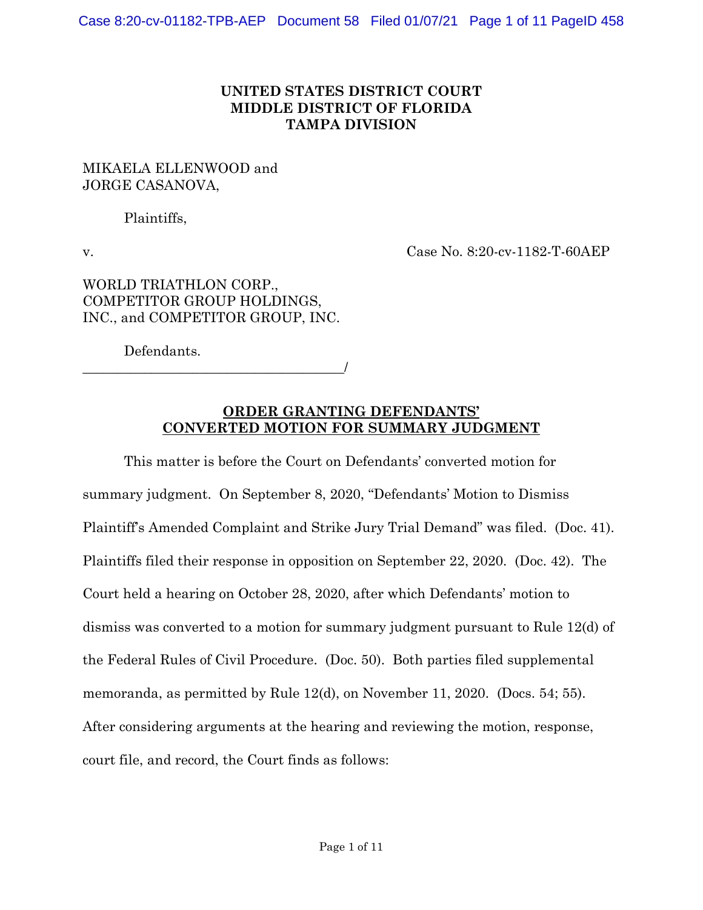**UNITED STATES DISTRICT COURT**
**MIDDLE DISTRICT OF FLORIDA**
**TAMPA DIVISION**

MIKAELA ELLENWOOD and
JORGE CASANOVA,

Plaintiffs,

v. Case No. 8:20-cv-1182-T-60AEP

WORLD TRIATHLON CORP.,
COMPETITOR GROUP HOLDINGS,
INC., and COMPETITOR GROUP, INC.

Defendants.
_______________________________________/

**ORDER GRANTING DEFENDANTS' CONVERTED MOTION FOR SUMMARY JUDGMENT**

This matter is before the Court on Defendants' converted motion for summary judgment. On September 8, 2020, "Defendants' Motion to Dismiss Plaintiff's Amended Complaint and Strike Jury Trial Demand" was filed. (Doc. 41). Plaintiffs filed their response in opposition on September 22, 2020. (Doc. 42). The Court held a hearing on October 28, 2020, after which Defendants' motion to dismiss was converted to a motion for summary judgment pursuant to Rule 12(d) of the Federal Rules of Civil Procedure. (Doc. 50). Both parties filed supplemental memoranda, as permitted by Rule 12(d), on November 11, 2020. (Docs. 54; 55). After considering arguments at the hearing and reviewing the motion, response, court file, and record, the Court finds as follows: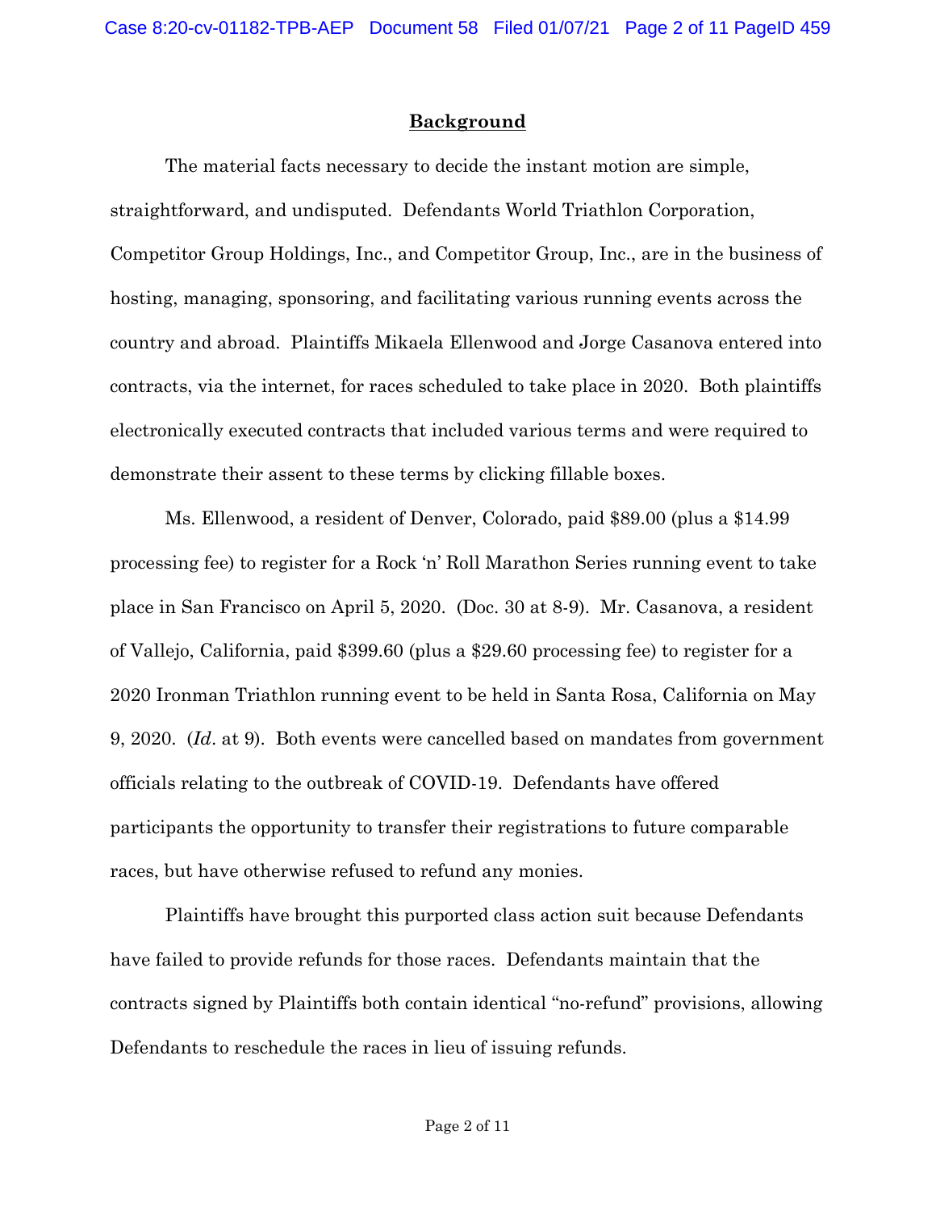## Background

The material facts necessary to decide the instant motion are simple, straightforward, and undisputed. Defendants World Triathlon Corporation, Competitor Group Holdings, Inc., and Competitor Group, Inc., are in the business of hosting, managing, sponsoring, and facilitating various running events across the country and abroad. Plaintiffs Mikaela Ellenwood and Jorge Casanova entered into contracts, via the internet, for races scheduled to take place in 2020. Both plaintiffs electronically executed contracts that included various terms and were required to demonstrate their assent to these terms by clicking fillable boxes.

Ms. Ellenwood, a resident of Denver, Colorado, paid $89.00 (plus a $14.99 processing fee) to register for a Rock 'n' Roll Marathon Series running event to take place in San Francisco on April 5, 2020. (Doc. 30 at 8-9). Mr. Casanova, a resident of Vallejo, California, paid $399.60 (plus a $29.60 processing fee) to register for a 2020 Ironman Triathlon running event to be held in Santa Rosa, California on May 9, 2020. (*Id*. at 9). Both events were cancelled based on mandates from government officials relating to the outbreak of COVID-19. Defendants have offered participants the opportunity to transfer their registrations to future comparable races, but have otherwise refused to refund any monies.

Plaintiffs have brought this purported class action suit because Defendants have failed to provide refunds for those races. Defendants maintain that the contracts signed by Plaintiffs both contain identical "no-refund" provisions, allowing Defendants to reschedule the races in lieu of issuing refunds.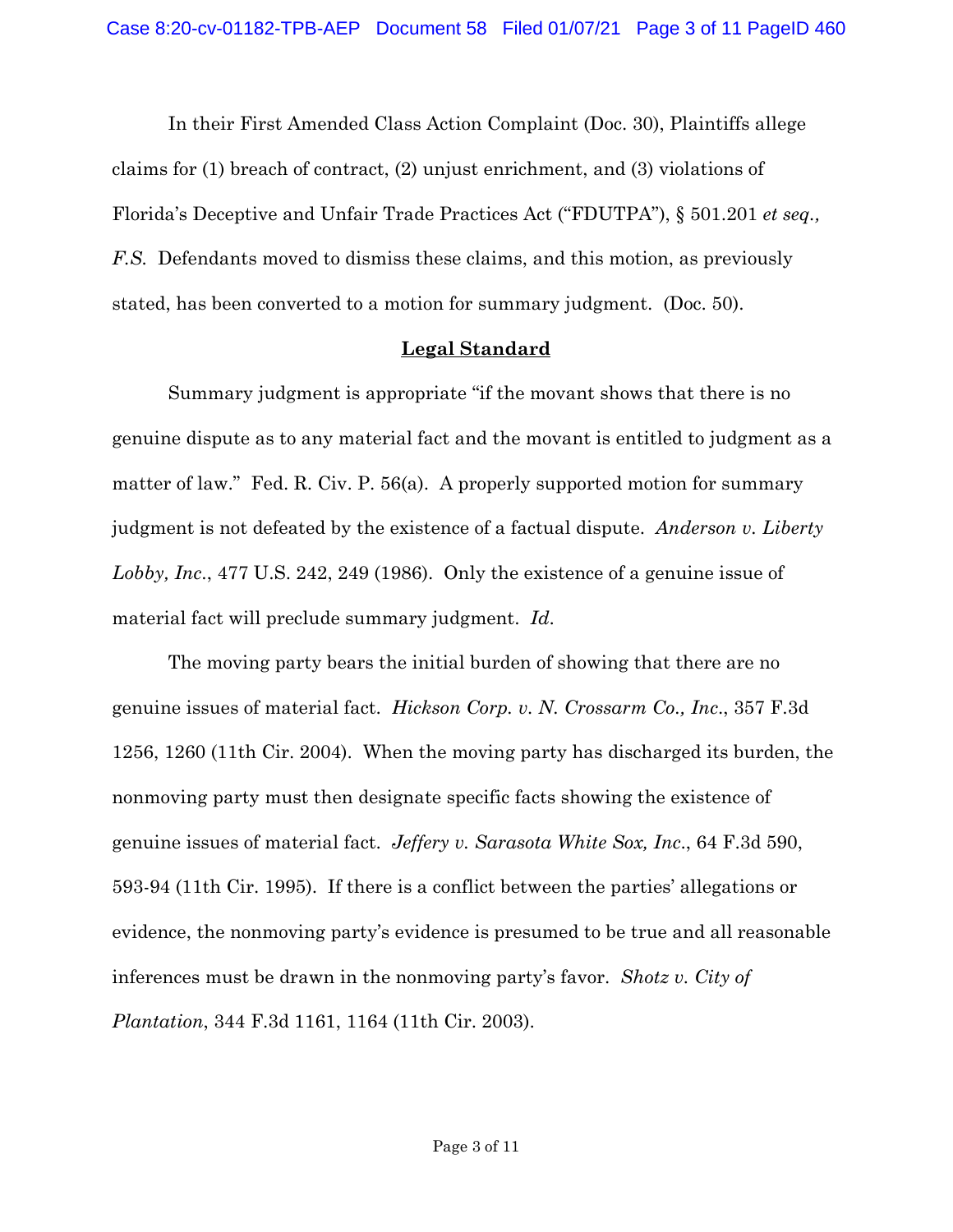In their First Amended Class Action Complaint (Doc. 30), Plaintiffs allege claims for (1) breach of contract, (2) unjust enrichment, and (3) violations of Florida's Deceptive and Unfair Trade Practices Act ("FDUTPA"), § 501.201 *et seq., F.S.* Defendants moved to dismiss these claims, and this motion, as previously stated, has been converted to a motion for summary judgment. (Doc. 50).

## **Legal Standard**

Summary judgment is appropriate "if the movant shows that there is no genuine dispute as to any material fact and the movant is entitled to judgment as a matter of law." Fed. R. Civ. P. 56(a). A properly supported motion for summary judgment is not defeated by the existence of a factual dispute. *Anderson v. Liberty Lobby, Inc.*, 477 U.S. 242, 249 (1986). Only the existence of a genuine issue of material fact will preclude summary judgment. *Id.*

The moving party bears the initial burden of showing that there are no genuine issues of material fact. *Hickson Corp. v. N. Crossarm Co., Inc.*, 357 F.3d 1256, 1260 (11th Cir. 2004). When the moving party has discharged its burden, the nonmoving party must then designate specific facts showing the existence of genuine issues of material fact. *Jeffery v. Sarasota White Sox, Inc.*, 64 F.3d 590, 593-94 (11th Cir. 1995). If there is a conflict between the parties' allegations or evidence, the nonmoving party's evidence is presumed to be true and all reasonable inferences must be drawn in the nonmoving party's favor. *Shotz v. City of Plantation*, 344 F.3d 1161, 1164 (11th Cir. 2003).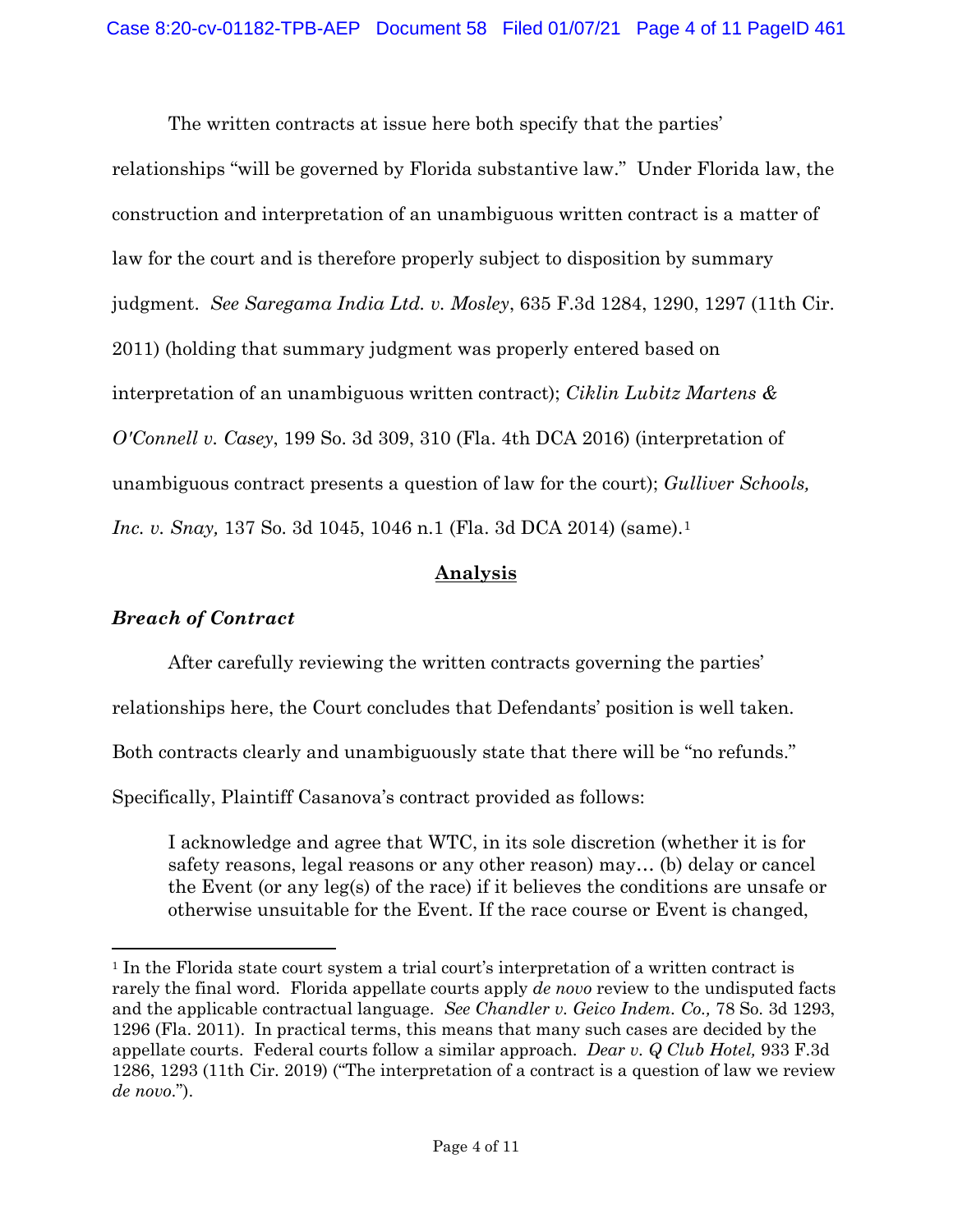The written contracts at issue here both specify that the parties' relationships "will be governed by Florida substantive law." Under Florida law, the construction and interpretation of an unambiguous written contract is a matter of law for the court and is therefore properly subject to disposition by summary judgment. *See Saregama India Ltd. v. Mosley*, 635 F.3d 1284, 1290, 1297 (11th Cir. 2011) (holding that summary judgment was properly entered based on interpretation of an unambiguous written contract); *Ciklin Lubitz Martens & O'Connell v. Casey*, 199 So. 3d 309, 310 (Fla. 4th DCA 2016) (interpretation of unambiguous contract presents a question of law for the court); *Gulliver Schools, Inc. v. Snay,* 137 So. 3d 1045, 1046 n.1 (Fla. 3d DCA 2014) (same).[1]

## Analysis

### *Breach of Contract*

After carefully reviewing the written contracts governing the parties' relationships here, the Court concludes that Defendants' position is well taken. Both contracts clearly and unambiguously state that there will be "no refunds." Specifically, Plaintiff Casanova's contract provided as follows:

> I acknowledge and agree that WTC, in its sole discretion (whether it is for safety reasons, legal reasons or any other reason) may… (b) delay or cancel the Event (or any leg(s) of the race) if it believes the conditions are unsafe or otherwise unsuitable for the Event. If the race course or Event is changed,

[1] In the Florida state court system a trial court's interpretation of a written contract is rarely the final word. Florida appellate courts apply *de novo* review to the undisputed facts and the applicable contractual language. *See Chandler v. Geico Indem. Co.,* 78 So. 3d 1293, 1296 (Fla. 2011). In practical terms, this means that many such cases are decided by the appellate courts. Federal courts follow a similar approach. *Dear v. Q Club Hotel,* 933 F.3d 1286, 1293 (11th Cir. 2019) ("The interpretation of a contract is a question of law we review *de novo*.").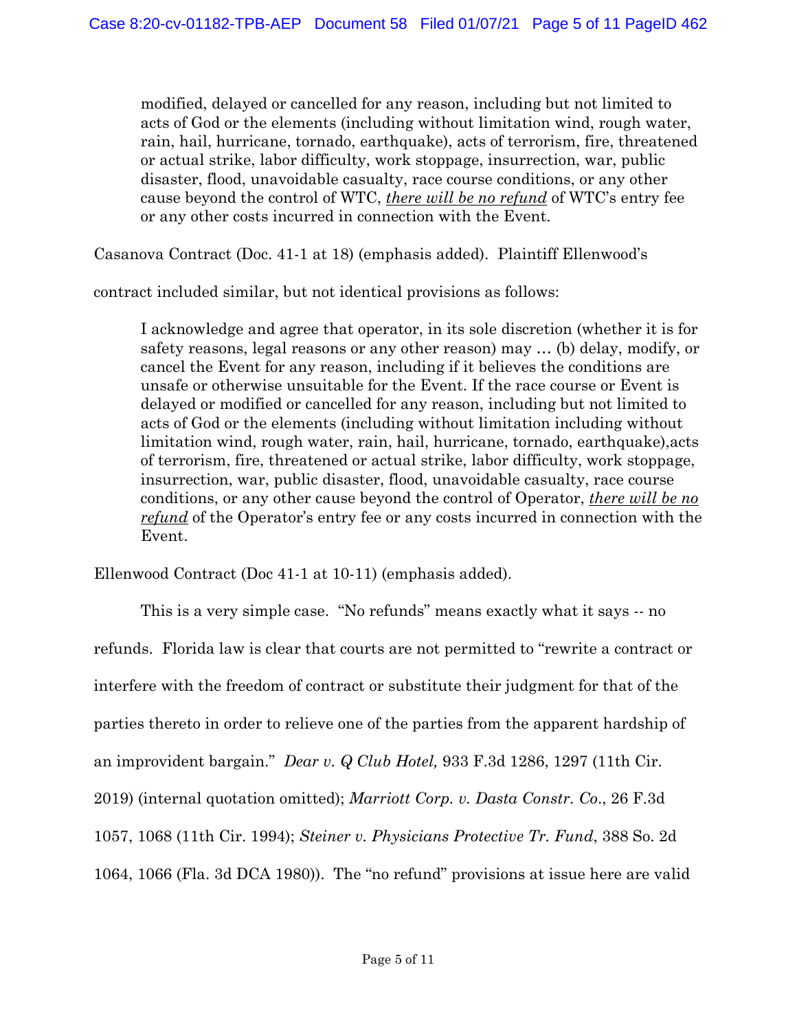> modified, delayed or cancelled for any reason, including but not limited to acts of God or the elements (including without limitation wind, rough water, rain, hail, hurricane, tornado, earthquake), acts of terrorism, fire, threatened or actual strike, labor difficulty, work stoppage, insurrection, war, public disaster, flood, unavoidable casualty, race course conditions, or any other cause beyond the control of WTC, ***there will be no refund*** of WTC's entry fee or any other costs incurred in connection with the Event.

Casanova Contract (Doc. 41-1 at 18) (emphasis added). Plaintiff Ellenwood's contract included similar, but not identical provisions as follows:

> I acknowledge and agree that operator, in its sole discretion (whether it is for safety reasons, legal reasons or any other reason) may … (b) delay, modify, or cancel the Event for any reason, including if it believes the conditions are unsafe or otherwise unsuitable for the Event. If the race course or Event is delayed or modified or cancelled for any reason, including but not limited to acts of God or the elements (including without limitation including without limitation wind, rough water, rain, hail, hurricane, tornado, earthquake),acts of terrorism, fire, threatened or actual strike, labor difficulty, work stoppage, insurrection, war, public disaster, flood, unavoidable casualty, race course conditions, or any other cause beyond the control of Operator, ***there will be no refund*** of the Operator's entry fee or any costs incurred in connection with the Event.

Ellenwood Contract (Doc 41-1 at 10-11) (emphasis added).

This is a very simple case. "No refunds" means exactly what it says -- no refunds. Florida law is clear that courts are not permitted to "rewrite a contract or interfere with the freedom of contract or substitute their judgment for that of the parties thereto in order to relieve one of the parties from the apparent hardship of an improvident bargain." *Dear v. Q Club Hotel,* 933 F.3d 1286, 1297 (11th Cir. 2019) (internal quotation omitted); *Marriott Corp. v. Dasta Constr. Co*., 26 F.3d 1057, 1068 (11th Cir. 1994); *Steiner v. Physicians Protective Tr. Fund*, 388 So. 2d 1064, 1066 (Fla. 3d DCA 1980)). The "no refund" provisions at issue here are valid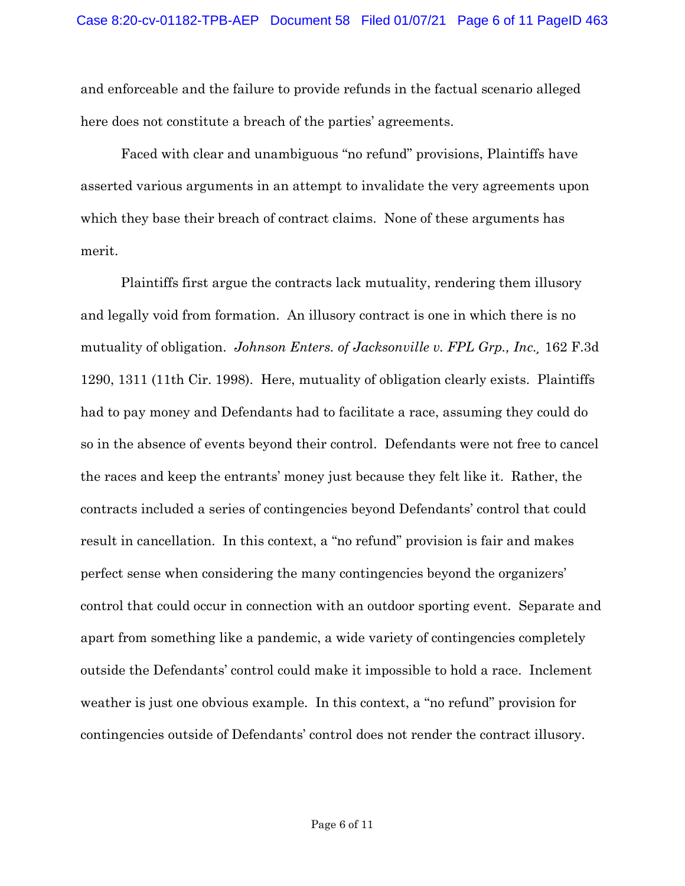and enforceable and the failure to provide refunds in the factual scenario alleged here does not constitute a breach of the parties' agreements.

Faced with clear and unambiguous "no refund" provisions, Plaintiffs have asserted various arguments in an attempt to invalidate the very agreements upon which they base their breach of contract claims. None of these arguments has merit.

Plaintiffs first argue the contracts lack mutuality, rendering them illusory and legally void from formation. An illusory contract is one in which there is no mutuality of obligation. *Johnson Enters. of Jacksonville v. FPL Grp., Inc.*, 162 F.3d 1290, 1311 (11th Cir. 1998). Here, mutuality of obligation clearly exists. Plaintiffs had to pay money and Defendants had to facilitate a race, assuming they could do so in the absence of events beyond their control. Defendants were not free to cancel the races and keep the entrants' money just because they felt like it. Rather, the contracts included a series of contingencies beyond Defendants' control that could result in cancellation. In this context, a "no refund" provision is fair and makes perfect sense when considering the many contingencies beyond the organizers' control that could occur in connection with an outdoor sporting event. Separate and apart from something like a pandemic, a wide variety of contingencies completely outside the Defendants' control could make it impossible to hold a race. Inclement weather is just one obvious example. In this context, a "no refund" provision for contingencies outside of Defendants' control does not render the contract illusory.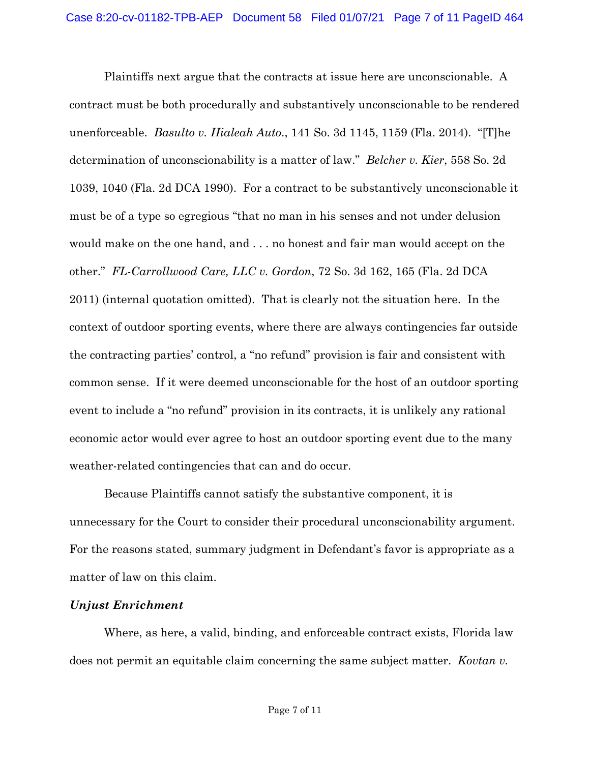Plaintiffs next argue that the contracts at issue here are unconscionable. A contract must be both procedurally and substantively unconscionable to be rendered unenforceable. *Basulto v. Hialeah Auto.*, 141 So. 3d 1145, 1159 (Fla. 2014). "[T]he determination of unconscionability is a matter of law." *Belcher v. Kier*, 558 So. 2d 1039, 1040 (Fla. 2d DCA 1990). For a contract to be substantively unconscionable it must be of a type so egregious "that no man in his senses and not under delusion would make on the one hand, and . . . no honest and fair man would accept on the other." *FL-Carrollwood Care, LLC v. Gordon*, 72 So. 3d 162, 165 (Fla. 2d DCA 2011) (internal quotation omitted). That is clearly not the situation here. In the context of outdoor sporting events, where there are always contingencies far outside the contracting parties' control, a "no refund" provision is fair and consistent with common sense. If it were deemed unconscionable for the host of an outdoor sporting event to include a "no refund" provision in its contracts, it is unlikely any rational economic actor would ever agree to host an outdoor sporting event due to the many weather-related contingencies that can and do occur.

Because Plaintiffs cannot satisfy the substantive component, it is unnecessary for the Court to consider their procedural unconscionability argument. For the reasons stated, summary judgment in Defendant's favor is appropriate as a matter of law on this claim.

***Unjust Enrichment***

Where, as here, a valid, binding, and enforceable contract exists, Florida law does not permit an equitable claim concerning the same subject matter. *Kovtan v.*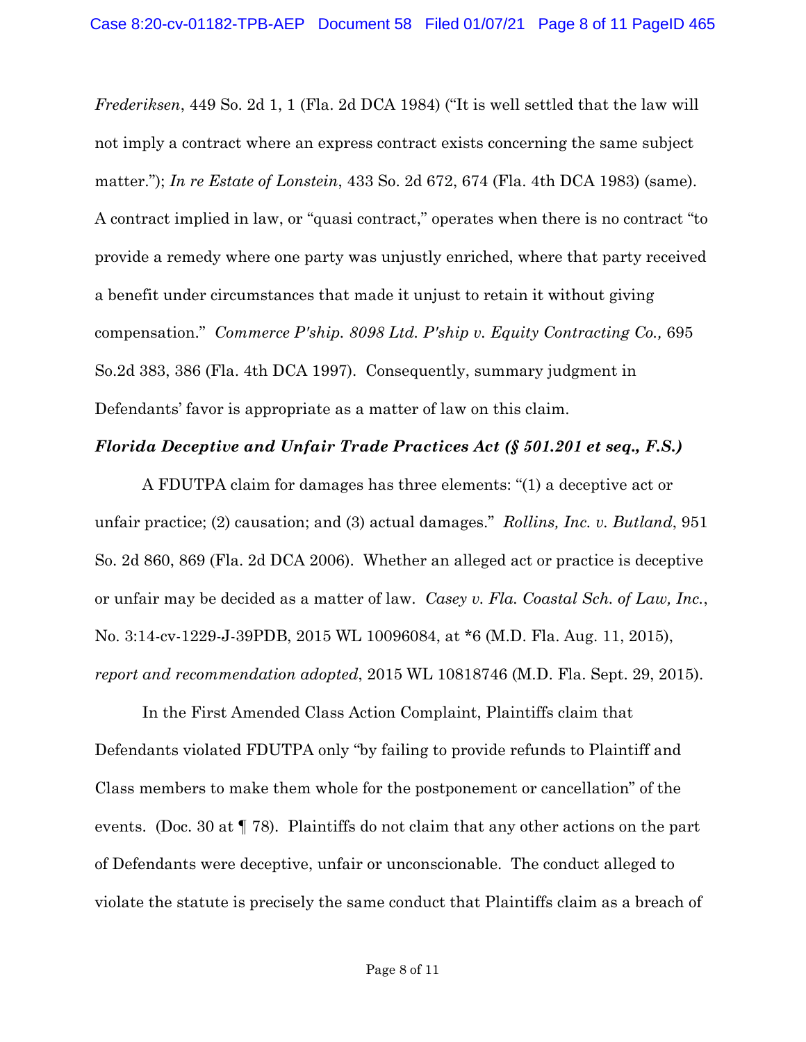*Frederiksen*, 449 So. 2d 1, 1 (Fla. 2d DCA 1984) ("It is well settled that the law will not imply a contract where an express contract exists concerning the same subject matter."); *In re Estate of Lonstein*, 433 So. 2d 672, 674 (Fla. 4th DCA 1983) (same). A contract implied in law, or "quasi contract," operates when there is no contract "to provide a remedy where one party was unjustly enriched, where that party received a benefit under circumstances that made it unjust to retain it without giving compensation." *Commerce P'ship. 8098 Ltd. P'ship v. Equity Contracting Co.,* 695 So.2d 383, 386 (Fla. 4th DCA 1997). Consequently, summary judgment in Defendants' favor is appropriate as a matter of law on this claim.

***Florida Deceptive and Unfair Trade Practices Act (§ 501.201 et seq., F.S.)***

A FDUTPA claim for damages has three elements: "(1) a deceptive act or unfair practice; (2) causation; and (3) actual damages." *Rollins, Inc. v. Butland*, 951 So. 2d 860, 869 (Fla. 2d DCA 2006). Whether an alleged act or practice is deceptive or unfair may be decided as a matter of law. *Casey v. Fla. Coastal Sch. of Law, Inc.*, No. 3:14-cv-1229-J-39PDB, 2015 WL 10096084, at *6 (M.D. Fla. Aug. 11, 2015), *report and recommendation adopted*, 2015 WL 10818746 (M.D. Fla. Sept. 29, 2015).

In the First Amended Class Action Complaint, Plaintiffs claim that Defendants violated FDUTPA only "by failing to provide refunds to Plaintiff and Class members to make them whole for the postponement or cancellation" of the events. (Doc. 30 at ¶ 78). Plaintiffs do not claim that any other actions on the part of Defendants were deceptive, unfair or unconscionable. The conduct alleged to violate the statute is precisely the same conduct that Plaintiffs claim as a breach of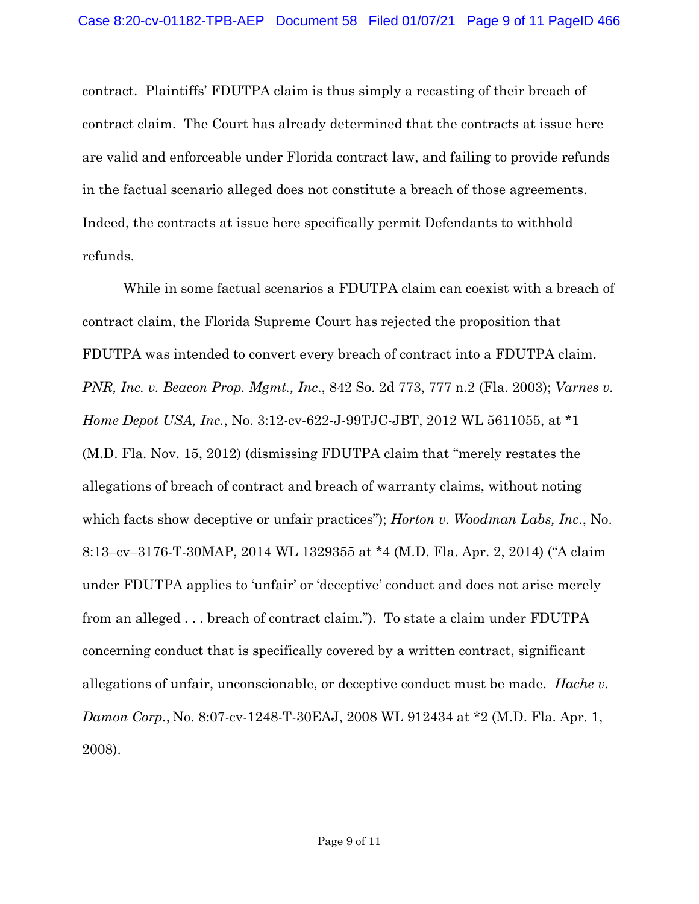contract. Plaintiffs' FDUTPA claim is thus simply a recasting of their breach of contract claim. The Court has already determined that the contracts at issue here are valid and enforceable under Florida contract law, and failing to provide refunds in the factual scenario alleged does not constitute a breach of those agreements. Indeed, the contracts at issue here specifically permit Defendants to withhold refunds.

While in some factual scenarios a FDUTPA claim can coexist with a breach of contract claim, the Florida Supreme Court has rejected the proposition that FDUTPA was intended to convert every breach of contract into a FDUTPA claim. *PNR, Inc. v. Beacon Prop. Mgmt., Inc.*, 842 So. 2d 773, 777 n.2 (Fla. 2003); *Varnes v. Home Depot USA, Inc.*, No. 3:12-cv-622-J-99TJC-JBT, 2012 WL 5611055, at *1 (M.D. Fla. Nov. 15, 2012) (dismissing FDUTPA claim that "merely restates the allegations of breach of contract and breach of warranty claims, without noting which facts show deceptive or unfair practices"); *Horton v. Woodman Labs, Inc.*, No. 8:13–cv–3176-T-30MAP, 2014 WL 1329355 at *4 (M.D. Fla. Apr. 2, 2014) ("A claim under FDUTPA applies to 'unfair' or 'deceptive' conduct and does not arise merely from an alleged . . . breach of contract claim."). To state a claim under FDUTPA concerning conduct that is specifically covered by a written contract, significant allegations of unfair, unconscionable, or deceptive conduct must be made. *Hache v. Damon Corp.*, No. 8:07-cv-1248-T-30EAJ, 2008 WL 912434 at *2 (M.D. Fla. Apr. 1, 2008).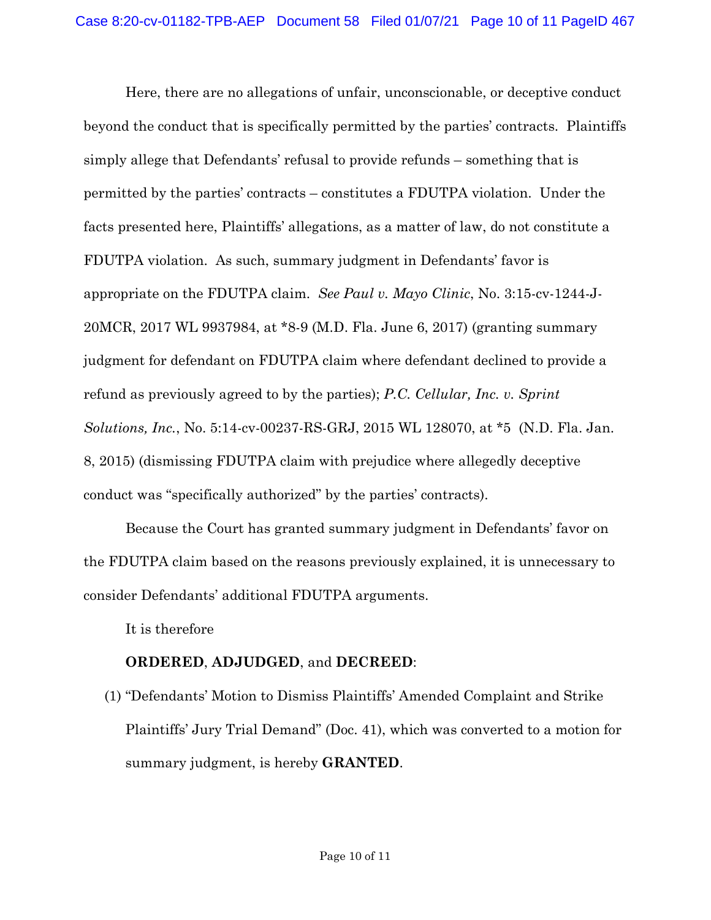Here, there are no allegations of unfair, unconscionable, or deceptive conduct beyond the conduct that is specifically permitted by the parties' contracts. Plaintiffs simply allege that Defendants' refusal to provide refunds – something that is permitted by the parties' contracts – constitutes a FDUTPA violation. Under the facts presented here, Plaintiffs' allegations, as a matter of law, do not constitute a FDUTPA violation. As such, summary judgment in Defendants' favor is appropriate on the FDUTPA claim. *See Paul v. Mayo Clinic*, No. 3:15-cv-1244-J-20MCR, 2017 WL 9937984, at *8-9 (M.D. Fla. June 6, 2017) (granting summary judgment for defendant on FDUTPA claim where defendant declined to provide a refund as previously agreed to by the parties); *P.C. Cellular, Inc. v. Sprint Solutions, Inc.*, No. 5:14-cv-00237-RS-GRJ, 2015 WL 128070, at *5 (N.D. Fla. Jan. 8, 2015) (dismissing FDUTPA claim with prejudice where allegedly deceptive conduct was "specifically authorized" by the parties' contracts).

Because the Court has granted summary judgment in Defendants' favor on the FDUTPA claim based on the reasons previously explained, it is unnecessary to consider Defendants' additional FDUTPA arguments.

It is therefore

**ORDERED**, **ADJUDGED**, and **DECREED**:

(1) "Defendants' Motion to Dismiss Plaintiffs' Amended Complaint and Strike Plaintiffs' Jury Trial Demand" (Doc. 41), which was converted to a motion for summary judgment, is hereby **GRANTED**.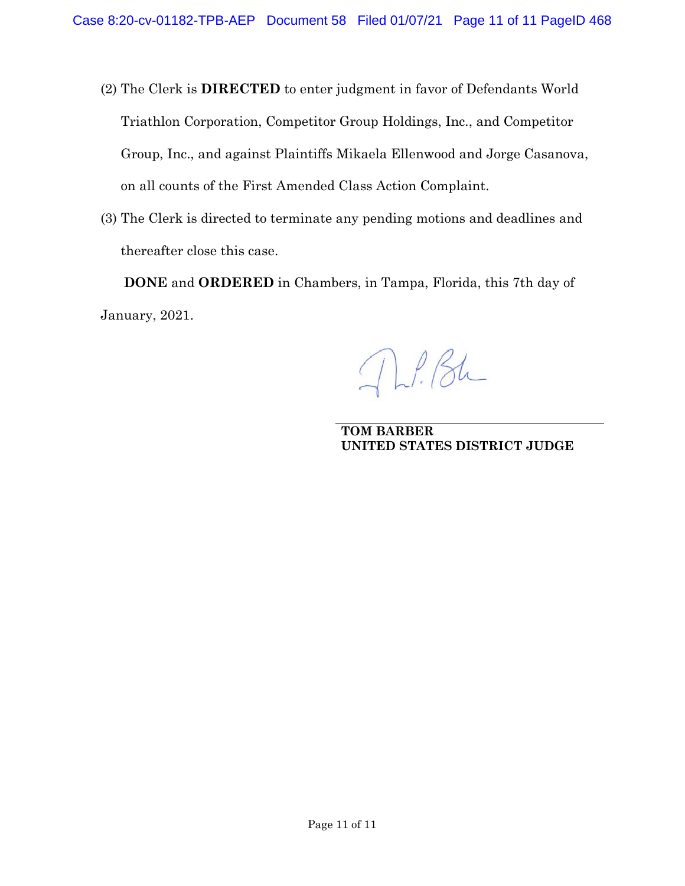(2) The Clerk is **DIRECTED** to enter judgment in favor of Defendants World Triathlon Corporation, Competitor Group Holdings, Inc., and Competitor Group, Inc., and against Plaintiffs Mikaela Ellenwood and Jorge Casanova, on all counts of the First Amended Class Action Complaint.

(3) The Clerk is directed to terminate any pending motions and deadlines and thereafter close this case.

**DONE** and **ORDERED** in Chambers, in Tampa, Florida, this 7th day of January, 2021.

**TOM BARBER**
**UNITED STATES DISTRICT JUDGE**